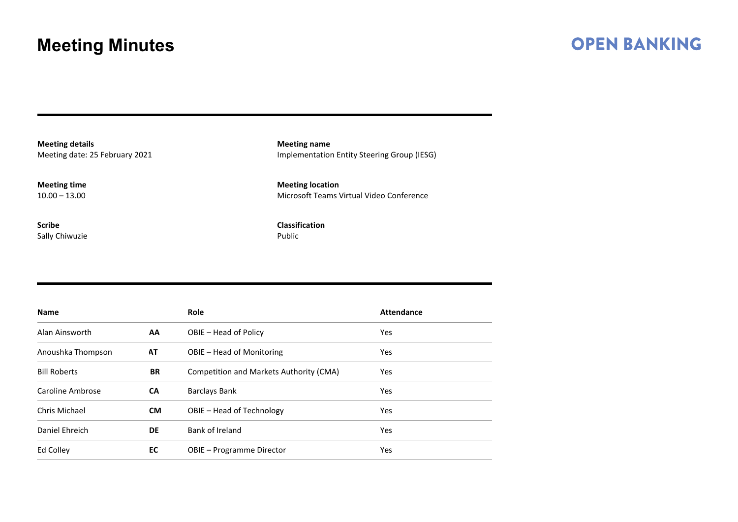# Meeting Minutes

**OPEN BANKING**

**Meeting details**
Meeting date: 25 February 2021

**Meeting name**
Implementation Entity Steering Group (IESG)

**Meeting time**
10.00 – 13.00

**Meeting location**
Microsoft Teams Virtual Video Conference

**Scribe**
Sally Chiwuzie

**Classification**
Public

| Name | | Role | Attendance |
|---|---|---|---|
| Alan Ainsworth | **AA** | OBIE – Head of Policy | Yes |
| Anoushka Thompson | **AT** | OBIE – Head of Monitoring | Yes |
| Bill Roberts | **BR** | Competition and Markets Authority (CMA) | Yes |
| Caroline Ambrose | **CA** | Barclays Bank | Yes |
| Chris Michael | **CM** | OBIE – Head of Technology | Yes |
| Daniel Ehreich | **DE** | Bank of Ireland | Yes |
| Ed Colley | **EC** | OBIE – Programme Director | Yes |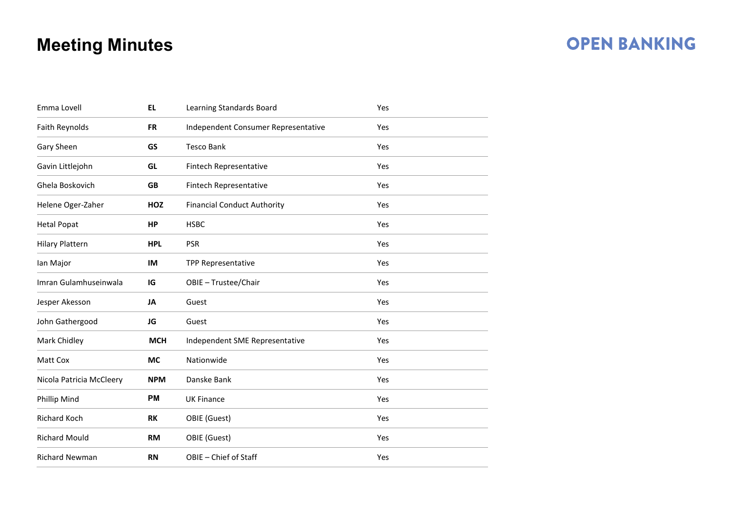# Meeting Minutes

| | | | |
|---|---|---|---|
| Emma Lovell | **EL** | Learning Standards Board | Yes |
| Faith Reynolds | **FR** | Independent Consumer Representative | Yes |
| Gary Sheen | **GS** | Tesco Bank | Yes |
| Gavin Littlejohn | **GL** | Fintech Representative | Yes |
| Ghela Boskovich | **GB** | Fintech Representative | Yes |
| Helene Oger-Zaher | **HOZ** | Financial Conduct Authority | Yes |
| Hetal Popat | **HP** | HSBC | Yes |
| Hilary Plattern | **HPL** | PSR | Yes |
| Ian Major | **IM** | TPP Representative | Yes |
| Imran Gulamhuseinwala | **IG** | OBIE – Trustee/Chair | Yes |
| Jesper Akesson | **JA** | Guest | Yes |
| John Gathergood | **JG** | Guest | Yes |
| Mark Chidley | **MCH** | Independent SME Representative | Yes |
| Matt Cox | **MC** | Nationwide | Yes |
| Nicola Patricia McCleery | **NPM** | Danske Bank | Yes |
| Phillip Mind | **PM** | UK Finance | Yes |
| Richard Koch | **RK** | OBIE (Guest) | Yes |
| Richard Mould | **RM** | OBIE (Guest) | Yes |
| Richard Newman | **RN** | OBIE – Chief of Staff | Yes |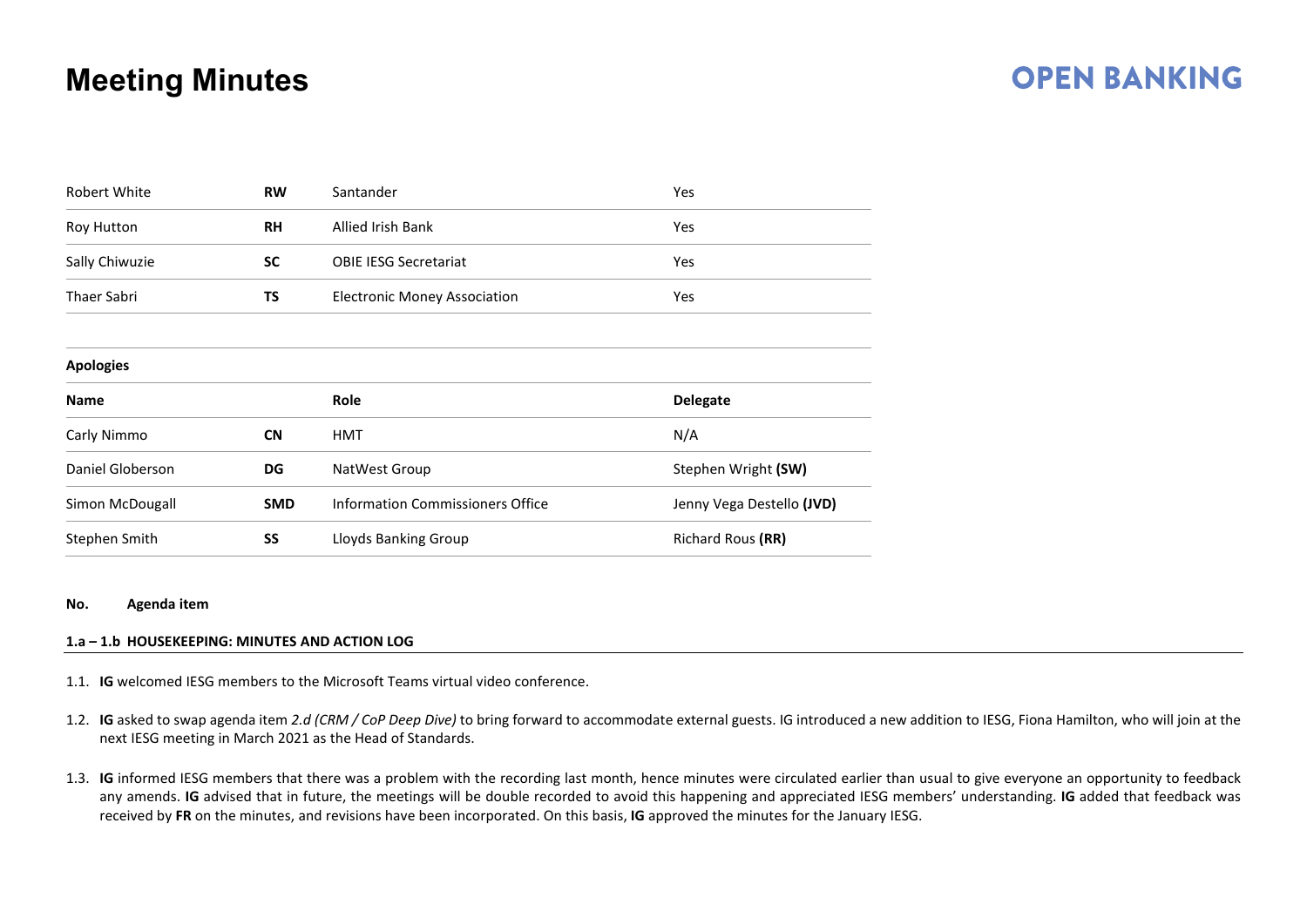# Meeting Minutes

| | | | |
|---|---|---|---|
| Robert White | **RW** | Santander | Yes |
| Roy Hutton | **RH** | Allied Irish Bank | Yes |
| Sally Chiwuzie | **SC** | OBIE IESG Secretariat | Yes |
| Thaer Sabri | **TS** | Electronic Money Association | Yes |

**Apologies**

| **Name** | | **Role** | **Delegate** |
|---|---|---|---|
| Carly Nimmo | **CN** | HMT | N/A |
| Daniel Globerson | **DG** | NatWest Group | Stephen Wright **(SW)** |
| Simon McDougall | **SMD** | Information Commissioners Office | Jenny Vega Destello **(JVD)** |
| Stephen Smith | **SS** | Lloyds Banking Group | Richard Rous **(RR)** |

**No. Agenda item**

**1.a – 1.b HOUSEKEEPING: MINUTES AND ACTION LOG**

1.1. **IG** welcomed IESG members to the Microsoft Teams virtual video conference.

1.2. **IG** asked to swap agenda item *2.d (CRM / CoP Deep Dive)* to bring forward to accommodate external guests. IG introduced a new addition to IESG, Fiona Hamilton, who will join at the next IESG meeting in March 2021 as the Head of Standards.

1.3. **IG** informed IESG members that there was a problem with the recording last month, hence minutes were circulated earlier than usual to give everyone an opportunity to feedback any amends. **IG** advised that in future, the meetings will be double recorded to avoid this happening and appreciated IESG members' understanding. **IG** added that feedback was received by **FR** on the minutes, and revisions have been incorporated. On this basis, **IG** approved the minutes for the January IESG.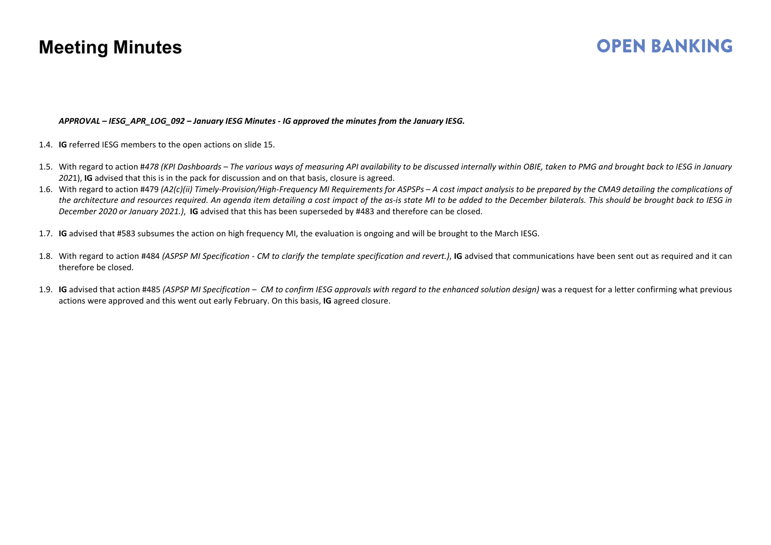***APPROVAL – IESG_APR_LOG_092 – January IESG Minutes - IG approved the minutes from the January IESG.***

1.4. **IG** referred IESG members to the open actions on slide 15.

1.5. With regard to action #*478 (KPI Dashboards – The various ways of measuring API availability to be discussed internally within OBIE, taken to PMG and brought back to IESG in January 2021*), **IG** advised that this is in the pack for discussion and on that basis, closure is agreed.

1.6. With regard to action #479 *(A2(c)(ii) Timely-Provision/High-Frequency MI Requirements for ASPSPs – A cost impact analysis to be prepared by the CMA9 detailing the complications of the architecture and resources required. An agenda item detailing a cost impact of the as-is state MI to be added to the December bilaterals. This should be brought back to IESG in December 2020 or January 2021.)*, **IG** advised that this has been superseded by #483 and therefore can be closed.

1.7. **IG** advised that #583 subsumes the action on high frequency MI, the evaluation is ongoing and will be brought to the March IESG.

1.8. With regard to action #484 *(ASPSP MI Specification - CM to clarify the template specification and revert.)*, **IG** advised that communications have been sent out as required and it can therefore be closed.

1.9. **IG** advised that action #485 *(ASPSP MI Specification – CM to confirm IESG approvals with regard to the enhanced solution design)* was a request for a letter confirming what previous actions were approved and this went out early February. On this basis, **IG** agreed closure.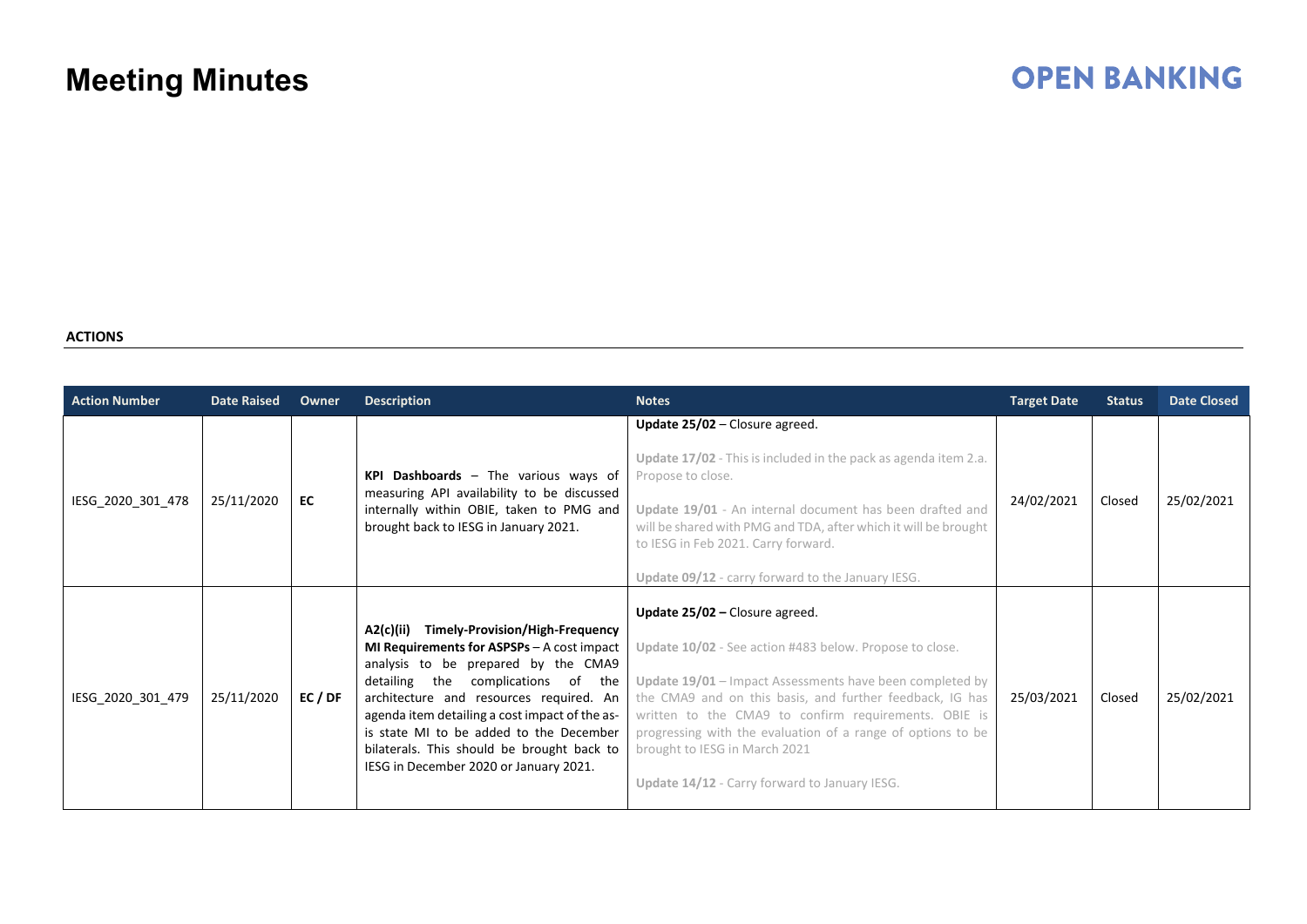**ACTIONS**

| Action Number | Date Raised | Owner | Description | Notes | Target Date | Status | Date Closed |
|---|---|---|---|---|---|---|---|
| IESG_2020_301_478 | 25/11/2020 | **EC** | **KPI Dashboards** – The various ways of measuring API availability to be discussed internally within OBIE, taken to PMG and brought back to IESG in January 2021. | **Update 25/02** – Closure agreed.<br><br>**Update 17/02** - This is included in the pack as agenda item 2.a. Propose to close.<br><br>**Update 19/01** - An internal document has been drafted and will be shared with PMG and TDA, after which it will be brought to IESG in Feb 2021. Carry forward.<br><br>**Update 09/12** - carry forward to the January IESG. | 24/02/2021 | Closed | 25/02/2021 |
| IESG_2020_301_479 | 25/11/2020 | **EC / DF** | **A2(c)(ii) Timely-Provision/High-Frequency MI Requirements for ASPSPs** – A cost impact analysis to be prepared by the CMA9 detailing the complications of the architecture and resources required. An agenda item detailing a cost impact of the as-is state MI to be added to the December bilaterals. This should be brought back to IESG in December 2020 or January 2021. | **Update 25/02 –** Closure agreed.<br><br>**Update 10/02** - See action #483 below. Propose to close.<br><br>**Update 19/01** – Impact Assessments have been completed by the CMA9 and on this basis, and further feedback, IG has written to the CMA9 to confirm requirements. OBIE is progressing with the evaluation of a range of options to be brought to IESG in March 2021<br><br>**Update 14/12** - Carry forward to January IESG. | 25/03/2021 | Closed | 25/02/2021 |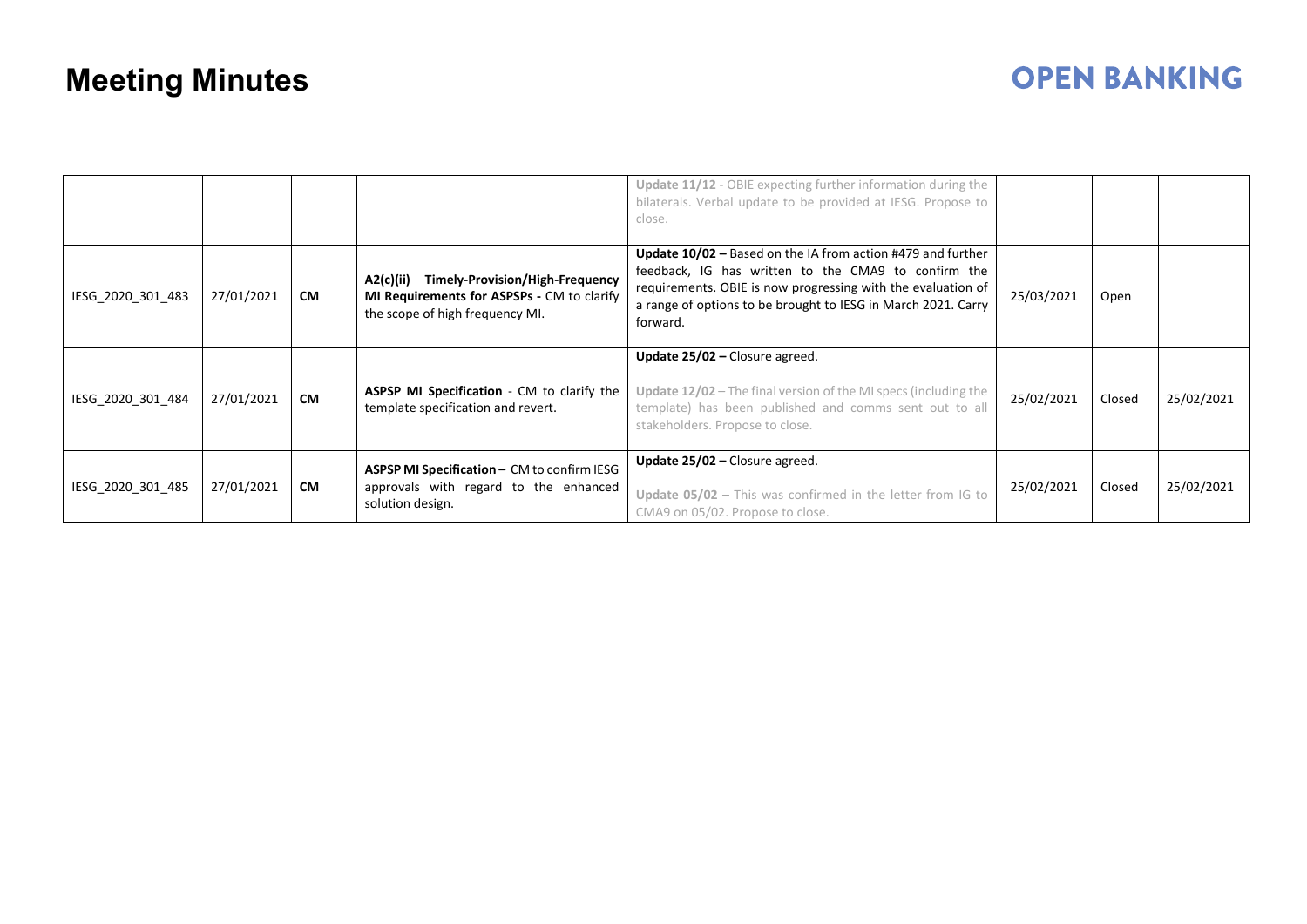# Meeting Minutes

| | | | | | | | |
|---|---|---|---|---|---|---|---|
| | | | | Update 11/12 - OBIE expecting further information during the bilaterals. Verbal update to be provided at IESG. Propose to close. | | | |
| IESG_2020_301_483 | 27/01/2021 | **CM** | **A2(c)(ii) Timely-Provision/High-Frequency MI Requirements for ASPSPs -** CM to clarify the scope of high frequency MI. | **Update 10/02 –** Based on the IA from action #479 and further feedback, IG has written to the CMA9 to confirm the requirements. OBIE is now progressing with the evaluation of a range of options to be brought to IESG in March 2021. Carry forward. | 25/03/2021 | Open | |
| IESG_2020_301_484 | 27/01/2021 | **CM** | **ASPSP MI Specification** - CM to clarify the template specification and revert. | **Update 25/02 –** Closure agreed.<br><br>**Update 12/02** – The final version of the MI specs (including the template) has been published and comms sent out to all stakeholders. Propose to close. | 25/02/2021 | Closed | 25/02/2021 |
| IESG_2020_301_485 | 27/01/2021 | **CM** | **ASPSP MI Specification** – CM to confirm IESG approvals with regard to the enhanced solution design. | **Update 25/02 –** Closure agreed.<br><br>**Update 05/02** – This was confirmed in the letter from IG to CMA9 on 05/02. Propose to close. | 25/02/2021 | Closed | 25/02/2021 |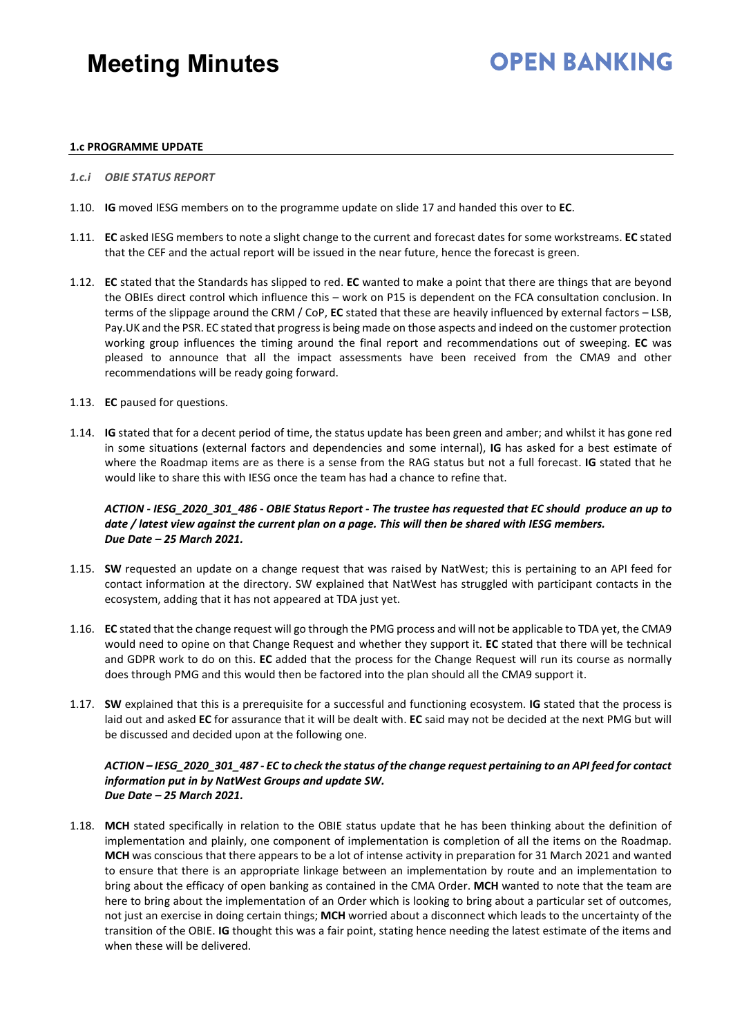**1.c PROGRAMME UPDATE**

*1.c.i OBIE STATUS REPORT*

1.10. **IG** moved IESG members on to the programme update on slide 17 and handed this over to **EC**.

1.11. **EC** asked IESG members to note a slight change to the current and forecast dates for some workstreams. **EC** stated that the CEF and the actual report will be issued in the near future, hence the forecast is green.

1.12. **EC** stated that the Standards has slipped to red. **EC** wanted to make a point that there are things that are beyond the OBIEs direct control which influence this – work on P15 is dependent on the FCA consultation conclusion. In terms of the slippage around the CRM / CoP, **EC** stated that these are heavily influenced by external factors – LSB, Pay.UK and the PSR. EC stated that progress is being made on those aspects and indeed on the customer protection working group influences the timing around the final report and recommendations out of sweeping. **EC** was pleased to announce that all the impact assessments have been received from the CMA9 and other recommendations will be ready going forward.

1.13. **EC** paused for questions.

1.14. **IG** stated that for a decent period of time, the status update has been green and amber; and whilst it has gone red in some situations (external factors and dependencies and some internal), **IG** has asked for a best estimate of where the Roadmap items are as there is a sense from the RAG status but not a full forecast. **IG** stated that he would like to share this with IESG once the team has had a chance to refine that.

***ACTION - IESG_2020_301_486 - OBIE Status Report - The trustee has requested that EC should produce an up to date / latest view against the current plan on a page. This will then be shared with IESG members.***
***Due Date – 25 March 2021.***

1.15. **SW** requested an update on a change request that was raised by NatWest; this is pertaining to an API feed for contact information at the directory. SW explained that NatWest has struggled with participant contacts in the ecosystem, adding that it has not appeared at TDA just yet.

1.16. **EC** stated that the change request will go through the PMG process and will not be applicable to TDA yet, the CMA9 would need to opine on that Change Request and whether they support it. **EC** stated that there will be technical and GDPR work to do on this. **EC** added that the process for the Change Request will run its course as normally does through PMG and this would then be factored into the plan should all the CMA9 support it.

1.17. **SW** explained that this is a prerequisite for a successful and functioning ecosystem. **IG** stated that the process is laid out and asked **EC** for assurance that it will be dealt with. **EC** said may not be decided at the next PMG but will be discussed and decided upon at the following one.

***ACTION – IESG_2020_301_487 - EC to check the status of the change request pertaining to an API feed for contact information put in by NatWest Groups and update SW.***
***Due Date – 25 March 2021.***

1.18. **MCH** stated specifically in relation to the OBIE status update that he has been thinking about the definition of implementation and plainly, one component of implementation is completion of all the items on the Roadmap. **MCH** was conscious that there appears to be a lot of intense activity in preparation for 31 March 2021 and wanted to ensure that there is an appropriate linkage between an implementation by route and an implementation to bring about the efficacy of open banking as contained in the CMA Order. **MCH** wanted to note that the team are here to bring about the implementation of an Order which is looking to bring about a particular set of outcomes, not just an exercise in doing certain things; **MCH** worried about a disconnect which leads to the uncertainty of the transition of the OBIE. **IG** thought this was a fair point, stating hence needing the latest estimate of the items and when these will be delivered.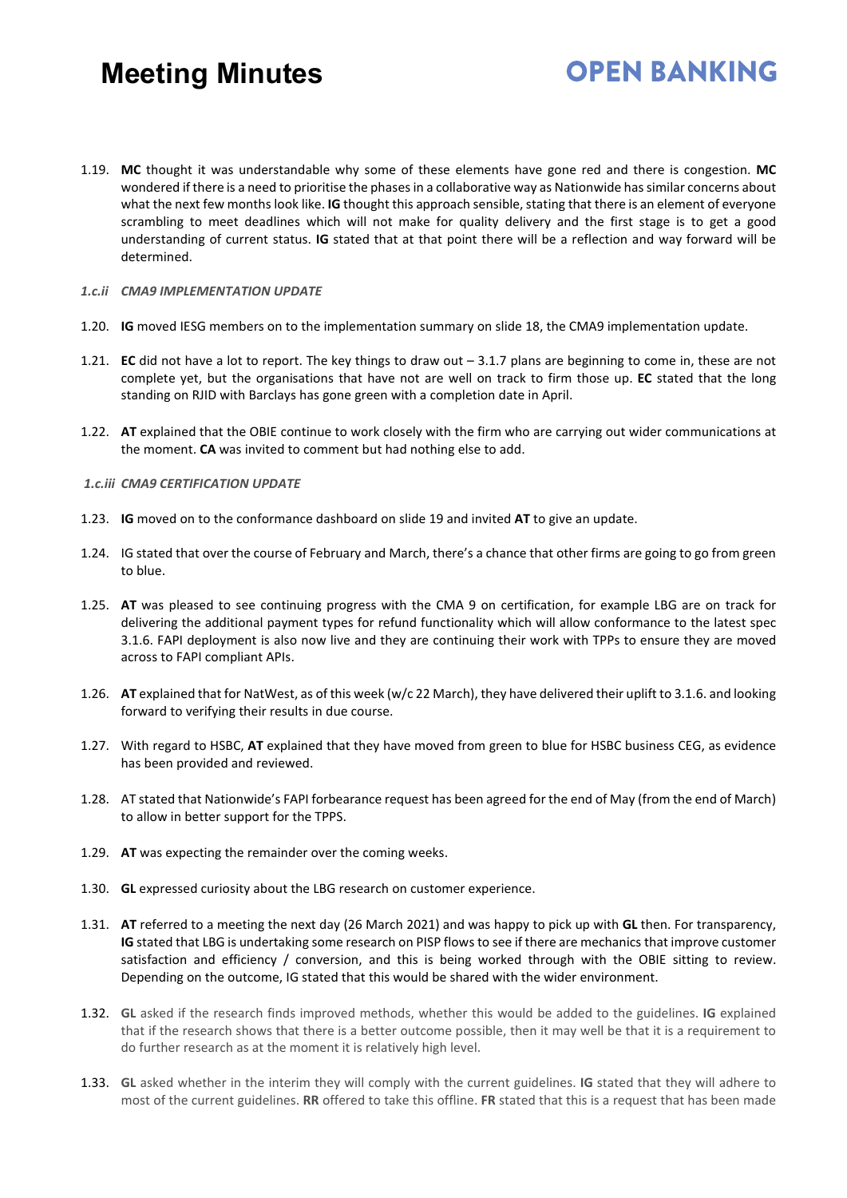1.19. **MC** thought it was understandable why some of these elements have gone red and there is congestion. **MC** wondered if there is a need to prioritise the phases in a collaborative way as Nationwide has similar concerns about what the next few months look like. **IG** thought this approach sensible, stating that there is an element of everyone scrambling to meet deadlines which will not make for quality delivery and the first stage is to get a good understanding of current status. **IG** stated that at that point there will be a reflection and way forward will be determined.

*1.c.ii CMA9 IMPLEMENTATION UPDATE*

1.20. **IG** moved IESG members on to the implementation summary on slide 18, the CMA9 implementation update.

1.21. **EC** did not have a lot to report. The key things to draw out – 3.1.7 plans are beginning to come in, these are not complete yet, but the organisations that have not are well on track to firm those up. **EC** stated that the long standing on RJID with Barclays has gone green with a completion date in April.

1.22. **AT** explained that the OBIE continue to work closely with the firm who are carrying out wider communications at the moment. **CA** was invited to comment but had nothing else to add.

*1.c.iii CMA9 CERTIFICATION UPDATE*

1.23. **IG** moved on to the conformance dashboard on slide 19 and invited **AT** to give an update.

1.24. IG stated that over the course of February and March, there's a chance that other firms are going to go from green to blue.

1.25. **AT** was pleased to see continuing progress with the CMA 9 on certification, for example LBG are on track for delivering the additional payment types for refund functionality which will allow conformance to the latest spec 3.1.6. FAPI deployment is also now live and they are continuing their work with TPPs to ensure they are moved across to FAPI compliant APIs.

1.26. **AT** explained that for NatWest, as of this week (w/c 22 March), they have delivered their uplift to 3.1.6. and looking forward to verifying their results in due course.

1.27. With regard to HSBC, **AT** explained that they have moved from green to blue for HSBC business CEG, as evidence has been provided and reviewed.

1.28. AT stated that Nationwide's FAPI forbearance request has been agreed for the end of May (from the end of March) to allow in better support for the TPPS.

1.29. **AT** was expecting the remainder over the coming weeks.

1.30. **GL** expressed curiosity about the LBG research on customer experience.

1.31. **AT** referred to a meeting the next day (26 March 2021) and was happy to pick up with **GL** then. For transparency, **IG** stated that LBG is undertaking some research on PISP flows to see if there are mechanics that improve customer satisfaction and efficiency / conversion, and this is being worked through with the OBIE sitting to review. Depending on the outcome, IG stated that this would be shared with the wider environment.

1.32. **GL** asked if the research finds improved methods, whether this would be added to the guidelines. **IG** explained that if the research shows that there is a better outcome possible, then it may well be that it is a requirement to do further research as at the moment it is relatively high level.

1.33. **GL** asked whether in the interim they will comply with the current guidelines. **IG** stated that they will adhere to most of the current guidelines. **RR** offered to take this offline. **FR** stated that this is a request that has been made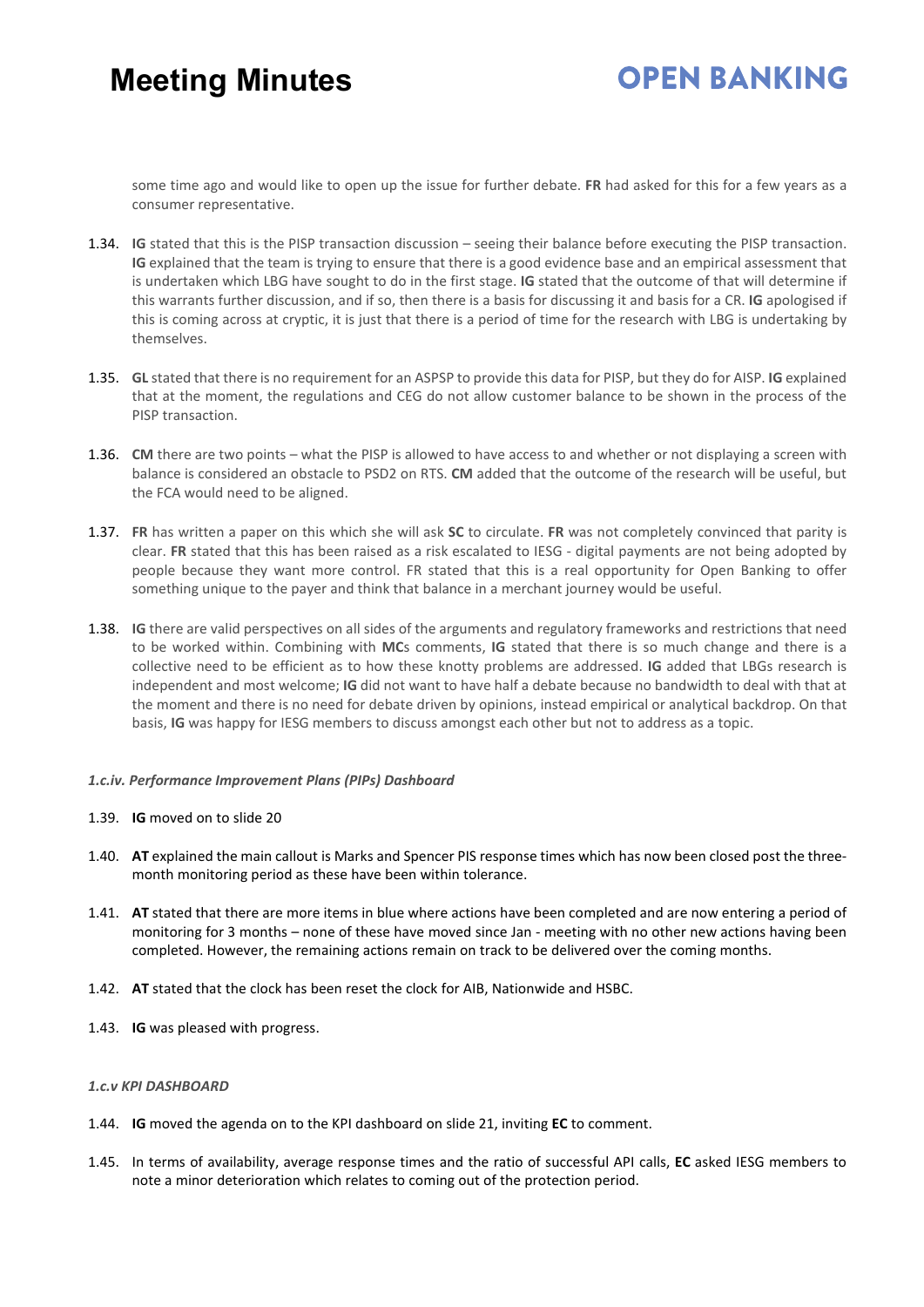some time ago and would like to open up the issue for further debate. **FR** had asked for this for a few years as a consumer representative.

1.34. **IG** stated that this is the PISP transaction discussion – seeing their balance before executing the PISP transaction. **IG** explained that the team is trying to ensure that there is a good evidence base and an empirical assessment that is undertaken which LBG have sought to do in the first stage. **IG** stated that the outcome of that will determine if this warrants further discussion, and if so, then there is a basis for discussing it and basis for a CR. **IG** apologised if this is coming across at cryptic, it is just that there is a period of time for the research with LBG is undertaking by themselves.

1.35. **GL** stated that there is no requirement for an ASPSP to provide this data for PISP, but they do for AISP. **IG** explained that at the moment, the regulations and CEG do not allow customer balance to be shown in the process of the PISP transaction.

1.36. **CM** there are two points – what the PISP is allowed to have access to and whether or not displaying a screen with balance is considered an obstacle to PSD2 on RTS. **CM** added that the outcome of the research will be useful, but the FCA would need to be aligned.

1.37. **FR** has written a paper on this which she will ask **SC** to circulate. **FR** was not completely convinced that parity is clear. **FR** stated that this has been raised as a risk escalated to IESG - digital payments are not being adopted by people because they want more control. FR stated that this is a real opportunity for Open Banking to offer something unique to the payer and think that balance in a merchant journey would be useful.

1.38. **IG** there are valid perspectives on all sides of the arguments and regulatory frameworks and restrictions that need to be worked within. Combining with **MC**s comments, **IG** stated that there is so much change and there is a collective need to be efficient as to how these knotty problems are addressed. **IG** added that LBGs research is independent and most welcome; **IG** did not want to have half a debate because no bandwidth to deal with that at the moment and there is no need for debate driven by opinions, instead empirical or analytical backdrop. On that basis, **IG** was happy for IESG members to discuss amongst each other but not to address as a topic.

#### *1.c.iv. Performance Improvement Plans (PIPs) Dashboard*

1.39. **IG** moved on to slide 20

1.40. **AT** explained the main callout is Marks and Spencer PIS response times which has now been closed post the three-month monitoring period as these have been within tolerance.

1.41. **AT** stated that there are more items in blue where actions have been completed and are now entering a period of monitoring for 3 months – none of these have moved since Jan - meeting with no other new actions having been completed. However, the remaining actions remain on track to be delivered over the coming months.

1.42. **AT** stated that the clock has been reset the clock for AIB, Nationwide and HSBC.

1.43. **IG** was pleased with progress.

#### *1.c.v KPI DASHBOARD*

1.44. **IG** moved the agenda on to the KPI dashboard on slide 21, inviting **EC** to comment.

1.45. In terms of availability, average response times and the ratio of successful API calls, **EC** asked IESG members to note a minor deterioration which relates to coming out of the protection period.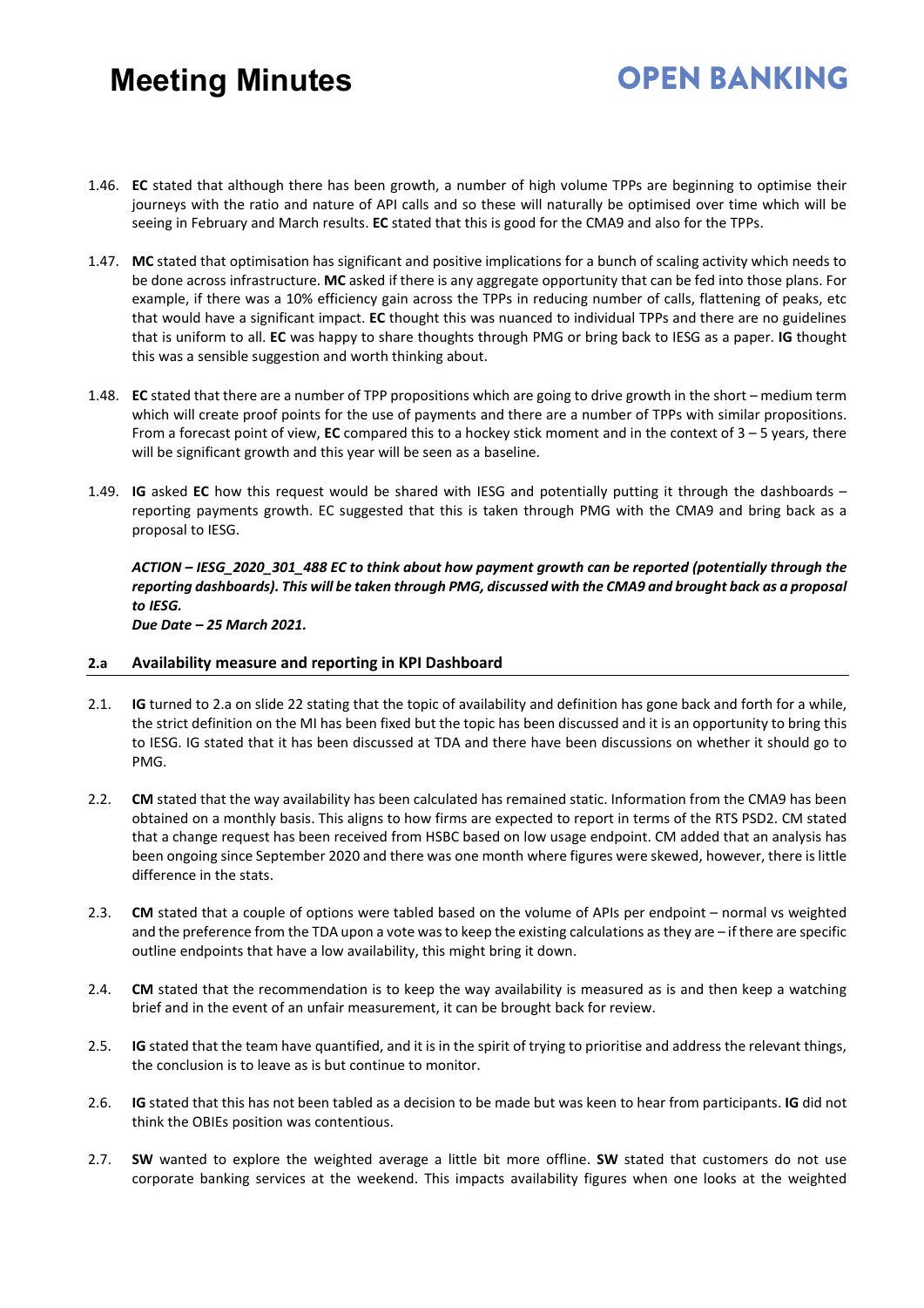1.46. **EC** stated that although there has been growth, a number of high volume TPPs are beginning to optimise their journeys with the ratio and nature of API calls and so these will naturally be optimised over time which will be seeing in February and March results. **EC** stated that this is good for the CMA9 and also for the TPPs.

1.47. **MC** stated that optimisation has significant and positive implications for a bunch of scaling activity which needs to be done across infrastructure. **MC** asked if there is any aggregate opportunity that can be fed into those plans. For example, if there was a 10% efficiency gain across the TPPs in reducing number of calls, flattening of peaks, etc that would have a significant impact. **EC** thought this was nuanced to individual TPPs and there are no guidelines that is uniform to all. **EC** was happy to share thoughts through PMG or bring back to IESG as a paper. **IG** thought this was a sensible suggestion and worth thinking about.

1.48. **EC** stated that there are a number of TPP propositions which are going to drive growth in the short – medium term which will create proof points for the use of payments and there are a number of TPPs with similar propositions. From a forecast point of view, **EC** compared this to a hockey stick moment and in the context of 3 – 5 years, there will be significant growth and this year will be seen as a baseline.

1.49. **IG** asked **EC** how this request would be shared with IESG and potentially putting it through the dashboards – reporting payments growth. EC suggested that this is taken through PMG with the CMA9 and bring back as a proposal to IESG.

***ACTION – IESG_2020_301_488 EC to think about how payment growth can be reported (potentially through the reporting dashboards). This will be taken through PMG, discussed with the CMA9 and brought back as a proposal to IESG.***
***Due Date – 25 March 2021.***

## 2.a Availability measure and reporting in KPI Dashboard

2.1. **IG** turned to 2.a on slide 22 stating that the topic of availability and definition has gone back and forth for a while, the strict definition on the MI has been fixed but the topic has been discussed and it is an opportunity to bring this to IESG. IG stated that it has been discussed at TDA and there have been discussions on whether it should go to PMG.

2.2. **CM** stated that the way availability has been calculated has remained static. Information from the CMA9 has been obtained on a monthly basis. This aligns to how firms are expected to report in terms of the RTS PSD2. CM stated that a change request has been received from HSBC based on low usage endpoint. CM added that an analysis has been ongoing since September 2020 and there was one month where figures were skewed, however, there is little difference in the stats.

2.3. **CM** stated that a couple of options were tabled based on the volume of APIs per endpoint – normal vs weighted and the preference from the TDA upon a vote was to keep the existing calculations as they are – if there are specific outline endpoints that have a low availability, this might bring it down.

2.4. **CM** stated that the recommendation is to keep the way availability is measured as is and then keep a watching brief and in the event of an unfair measurement, it can be brought back for review.

2.5. **IG** stated that the team have quantified, and it is in the spirit of trying to prioritise and address the relevant things, the conclusion is to leave as is but continue to monitor.

2.6. **IG** stated that this has not been tabled as a decision to be made but was keen to hear from participants. **IG** did not think the OBIEs position was contentious.

2.7. **SW** wanted to explore the weighted average a little bit more offline. **SW** stated that customers do not use corporate banking services at the weekend. This impacts availability figures when one looks at the weighted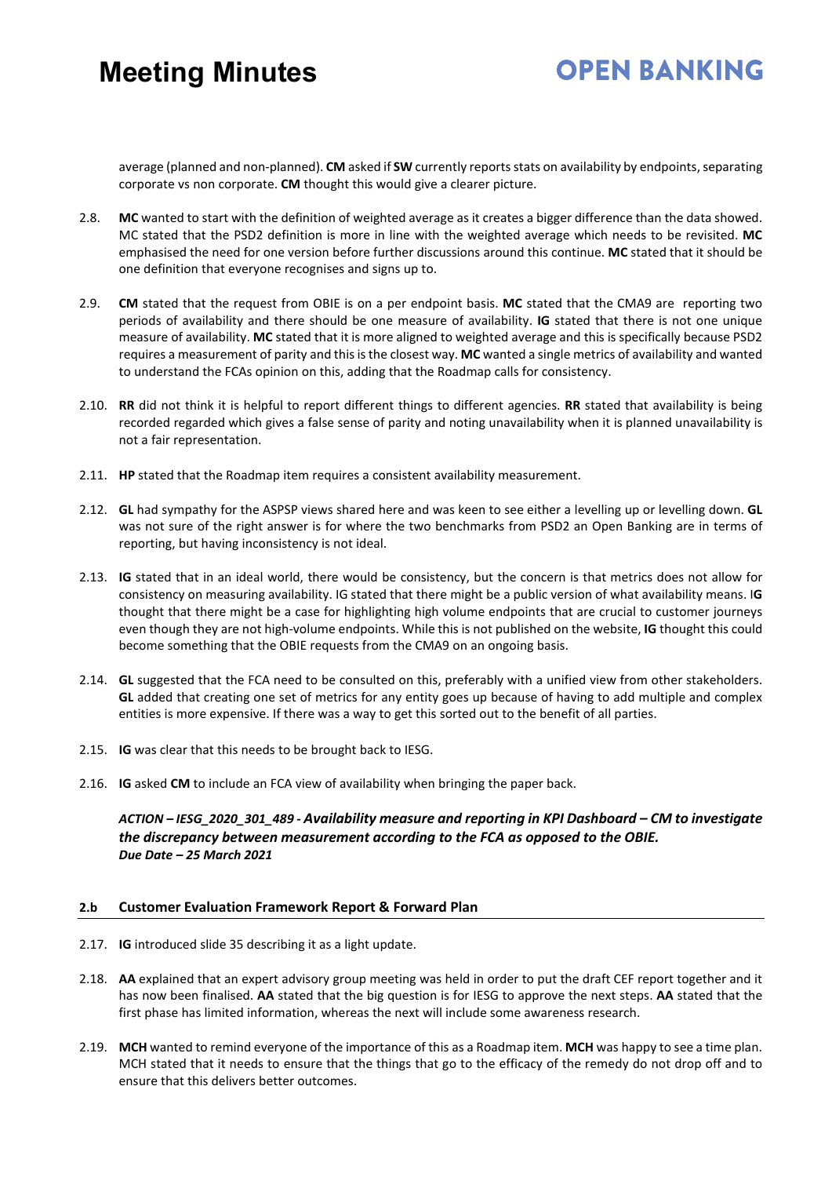average (planned and non-planned). **CM** asked if **SW** currently reports stats on availability by endpoints, separating corporate vs non corporate. **CM** thought this would give a clearer picture.

2.8. **MC** wanted to start with the definition of weighted average as it creates a bigger difference than the data showed. MC stated that the PSD2 definition is more in line with the weighted average which needs to be revisited. **MC** emphasised the need for one version before further discussions around this continue. **MC** stated that it should be one definition that everyone recognises and signs up to.

2.9. **CM** stated that the request from OBIE is on a per endpoint basis. **MC** stated that the CMA9 are reporting two periods of availability and there should be one measure of availability. **IG** stated that there is not one unique measure of availability. **MC** stated that it is more aligned to weighted average and this is specifically because PSD2 requires a measurement of parity and this is the closest way. **MC** wanted a single metrics of availability and wanted to understand the FCAs opinion on this, adding that the Roadmap calls for consistency.

2.10. **RR** did not think it is helpful to report different things to different agencies. **RR** stated that availability is being recorded regarded which gives a false sense of parity and noting unavailability when it is planned unavailability is not a fair representation.

2.11. **HP** stated that the Roadmap item requires a consistent availability measurement.

2.12. **GL** had sympathy for the ASPSP views shared here and was keen to see either a levelling up or levelling down. **GL** was not sure of the right answer is for where the two benchmarks from PSD2 an Open Banking are in terms of reporting, but having inconsistency is not ideal.

2.13. **IG** stated that in an ideal world, there would be consistency, but the concern is that metrics does not allow for consistency on measuring availability. IG stated that there might be a public version of what availability means. I**G** thought that there might be a case for highlighting high volume endpoints that are crucial to customer journeys even though they are not high-volume endpoints. While this is not published on the website, **IG** thought this could become something that the OBIE requests from the CMA9 on an ongoing basis.

2.14. **GL** suggested that the FCA need to be consulted on this, preferably with a unified view from other stakeholders. **GL** added that creating one set of metrics for any entity goes up because of having to add multiple and complex entities is more expensive. If there was a way to get this sorted out to the benefit of all parties.

2.15. **IG** was clear that this needs to be brought back to IESG.

2.16. **IG** asked **CM** to include an FCA view of availability when bringing the paper back.

***ACTION – IESG_2020_301_489 - Availability measure and reporting in KPI Dashboard – CM to investigate the discrepancy between measurement according to the FCA as opposed to the OBIE.***
***Due Date – 25 March 2021***

### 2.b Customer Evaluation Framework Report & Forward Plan

2.17. **IG** introduced slide 35 describing it as a light update.

2.18. **AA** explained that an expert advisory group meeting was held in order to put the draft CEF report together and it has now been finalised. **AA** stated that the big question is for IESG to approve the next steps. **AA** stated that the first phase has limited information, whereas the next will include some awareness research.

2.19. **MCH** wanted to remind everyone of the importance of this as a Roadmap item. **MCH** was happy to see a time plan. MCH stated that it needs to ensure that the things that go to the efficacy of the remedy do not drop off and to ensure that this delivers better outcomes.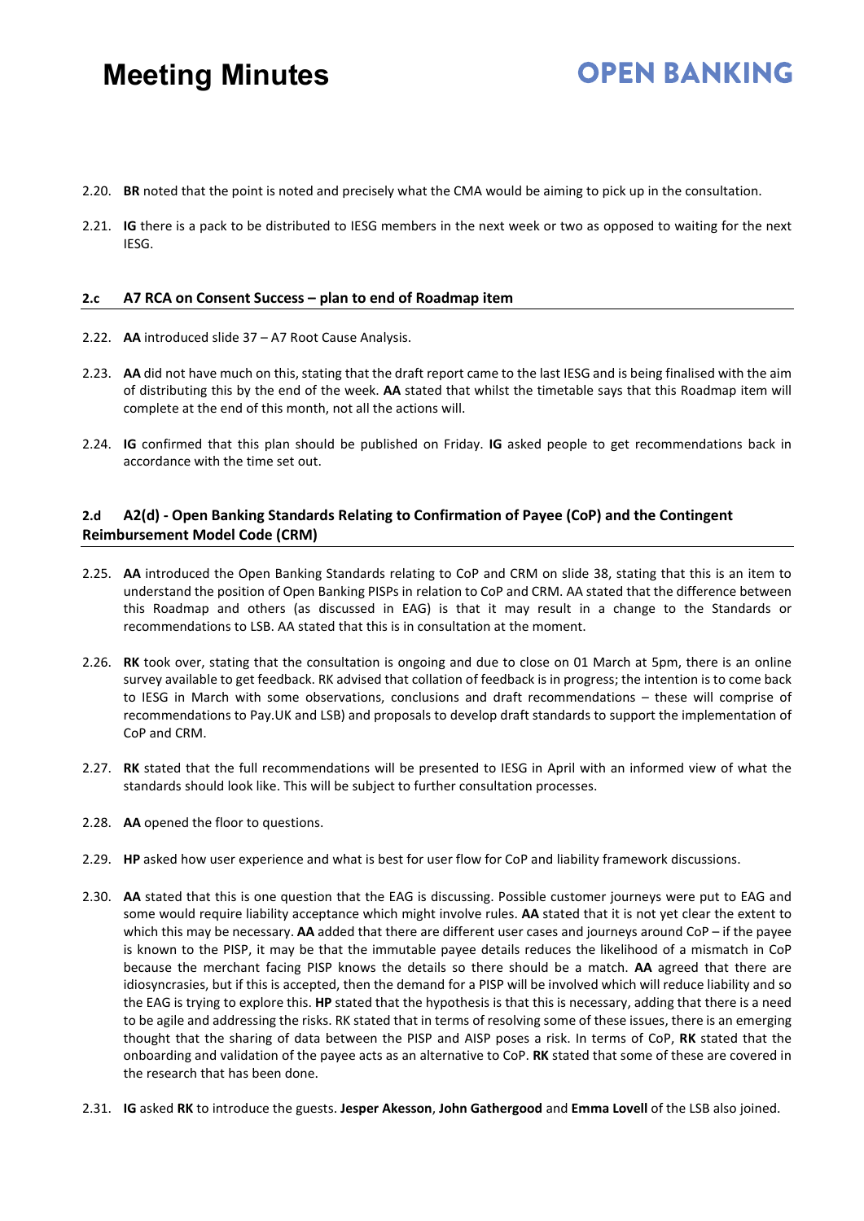2.20. **BR** noted that the point is noted and precisely what the CMA would be aiming to pick up in the consultation.

2.21. **IG** there is a pack to be distributed to IESG members in the next week or two as opposed to waiting for the next IESG.

#### 2.c A7 RCA on Consent Success – plan to end of Roadmap item

2.22. **AA** introduced slide 37 – A7 Root Cause Analysis.

2.23. **AA** did not have much on this, stating that the draft report came to the last IESG and is being finalised with the aim of distributing this by the end of the week. **AA** stated that whilst the timetable says that this Roadmap item will complete at the end of this month, not all the actions will.

2.24. **IG** confirmed that this plan should be published on Friday. **IG** asked people to get recommendations back in accordance with the time set out.

#### 2.d A2(d) - Open Banking Standards Relating to Confirmation of Payee (CoP) and the Contingent Reimbursement Model Code (CRM)

2.25. **AA** introduced the Open Banking Standards relating to CoP and CRM on slide 38, stating that this is an item to understand the position of Open Banking PISPs in relation to CoP and CRM. AA stated that the difference between this Roadmap and others (as discussed in EAG) is that it may result in a change to the Standards or recommendations to LSB. AA stated that this is in consultation at the moment.

2.26. **RK** took over, stating that the consultation is ongoing and due to close on 01 March at 5pm, there is an online survey available to get feedback. RK advised that collation of feedback is in progress; the intention is to come back to IESG in March with some observations, conclusions and draft recommendations – these will comprise of recommendations to Pay.UK and LSB) and proposals to develop draft standards to support the implementation of CoP and CRM.

2.27. **RK** stated that the full recommendations will be presented to IESG in April with an informed view of what the standards should look like. This will be subject to further consultation processes.

2.28. **AA** opened the floor to questions.

2.29. **HP** asked how user experience and what is best for user flow for CoP and liability framework discussions.

2.30. **AA** stated that this is one question that the EAG is discussing. Possible customer journeys were put to EAG and some would require liability acceptance which might involve rules. **AA** stated that it is not yet clear the extent to which this may be necessary. **AA** added that there are different user cases and journeys around CoP – if the payee is known to the PISP, it may be that the immutable payee details reduces the likelihood of a mismatch in CoP because the merchant facing PISP knows the details so there should be a match. **AA** agreed that there are idiosyncrasies, but if this is accepted, then the demand for a PISP will be involved which will reduce liability and so the EAG is trying to explore this. **HP** stated that the hypothesis is that this is necessary, adding that there is a need to be agile and addressing the risks. RK stated that in terms of resolving some of these issues, there is an emerging thought that the sharing of data between the PISP and AISP poses a risk. In terms of CoP, **RK** stated that the onboarding and validation of the payee acts as an alternative to CoP. **RK** stated that some of these are covered in the research that has been done.

2.31. **IG** asked **RK** to introduce the guests. **Jesper Akesson**, **John Gathergood** and **Emma Lovell** of the LSB also joined.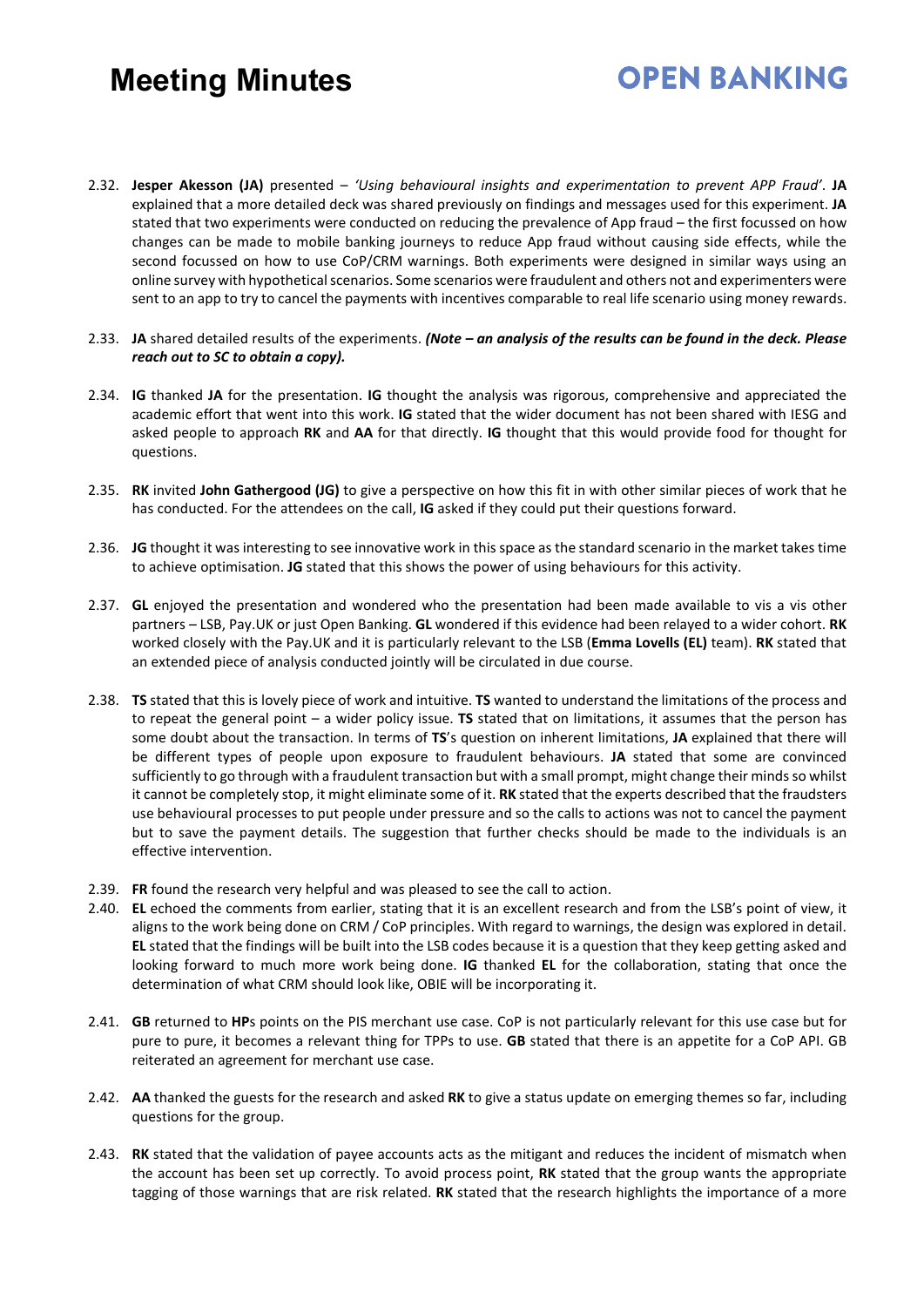2.32. **Jesper Akesson (JA)** presented – *'Using behavioural insights and experimentation to prevent APP Fraud'*. **JA** explained that a more detailed deck was shared previously on findings and messages used for this experiment. **JA** stated that two experiments were conducted on reducing the prevalence of App fraud – the first focussed on how changes can be made to mobile banking journeys to reduce App fraud without causing side effects, while the second focussed on how to use CoP/CRM warnings. Both experiments were designed in similar ways using an online survey with hypothetical scenarios. Some scenarios were fraudulent and others not and experimenters were sent to an app to try to cancel the payments with incentives comparable to real life scenario using money rewards.

2.33. **JA** shared detailed results of the experiments. ***(Note – an analysis of the results can be found in the deck. Please reach out to SC to obtain a copy).***

2.34. **IG** thanked **JA** for the presentation. **IG** thought the analysis was rigorous, comprehensive and appreciated the academic effort that went into this work. **IG** stated that the wider document has not been shared with IESG and asked people to approach **RK** and **AA** for that directly. **IG** thought that this would provide food for thought for questions.

2.35. **RK** invited **John Gathergood (JG)** to give a perspective on how this fit in with other similar pieces of work that he has conducted. For the attendees on the call, **IG** asked if they could put their questions forward.

2.36. **JG** thought it was interesting to see innovative work in this space as the standard scenario in the market takes time to achieve optimisation. **JG** stated that this shows the power of using behaviours for this activity.

2.37. **GL** enjoyed the presentation and wondered who the presentation had been made available to vis a vis other partners – LSB, Pay.UK or just Open Banking. **GL** wondered if this evidence had been relayed to a wider cohort. **RK** worked closely with the Pay.UK and it is particularly relevant to the LSB (**Emma Lovells (EL)** team). **RK** stated that an extended piece of analysis conducted jointly will be circulated in due course.

2.38. **TS** stated that this is lovely piece of work and intuitive. **TS** wanted to understand the limitations of the process and to repeat the general point – a wider policy issue. **TS** stated that on limitations, it assumes that the person has some doubt about the transaction. In terms of **TS**'s question on inherent limitations, **JA** explained that there will be different types of people upon exposure to fraudulent behaviours. **JA** stated that some are convinced sufficiently to go through with a fraudulent transaction but with a small prompt, might change their minds so whilst it cannot be completely stop, it might eliminate some of it. **RK** stated that the experts described that the fraudsters use behavioural processes to put people under pressure and so the calls to actions was not to cancel the payment but to save the payment details. The suggestion that further checks should be made to the individuals is an effective intervention.

2.39. **FR** found the research very helpful and was pleased to see the call to action.

2.40. **EL** echoed the comments from earlier, stating that it is an excellent research and from the LSB's point of view, it aligns to the work being done on CRM / CoP principles. With regard to warnings, the design was explored in detail. **EL** stated that the findings will be built into the LSB codes because it is a question that they keep getting asked and looking forward to much more work being done. **IG** thanked **EL** for the collaboration, stating that once the determination of what CRM should look like, OBIE will be incorporating it.

2.41. **GB** returned to **HP**s points on the PIS merchant use case. CoP is not particularly relevant for this use case but for pure to pure, it becomes a relevant thing for TPPs to use. **GB** stated that there is an appetite for a CoP API. GB reiterated an agreement for merchant use case.

2.42. **AA** thanked the guests for the research and asked **RK** to give a status update on emerging themes so far, including questions for the group.

2.43. **RK** stated that the validation of payee accounts acts as the mitigant and reduces the incident of mismatch when the account has been set up correctly. To avoid process point, **RK** stated that the group wants the appropriate tagging of those warnings that are risk related. **RK** stated that the research highlights the importance of a more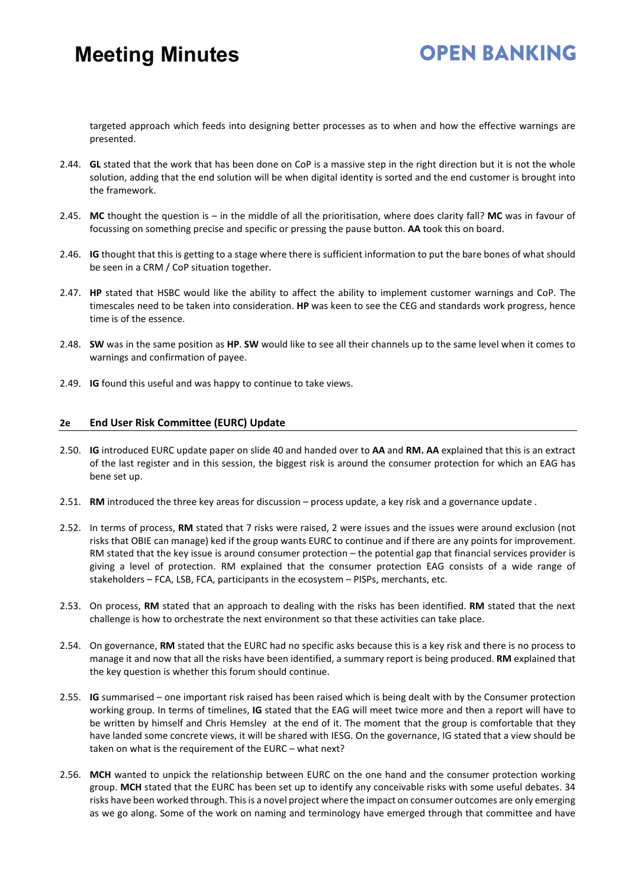targeted approach which feeds into designing better processes as to when and how the effective warnings are presented.

2.44. **GL** stated that the work that has been done on CoP is a massive step in the right direction but it is not the whole solution, adding that the end solution will be when digital identity is sorted and the end customer is brought into the framework.

2.45. **MC** thought the question is – in the middle of all the prioritisation, where does clarity fall? **MC** was in favour of focussing on something precise and specific or pressing the pause button. **AA** took this on board.

2.46. **IG** thought that this is getting to a stage where there is sufficient information to put the bare bones of what should be seen in a CRM / CoP situation together.

2.47. **HP** stated that HSBC would like the ability to affect the ability to implement customer warnings and CoP. The timescales need to be taken into consideration. **HP** was keen to see the CEG and standards work progress, hence time is of the essence.

2.48. **SW** was in the same position as **HP**. **SW** would like to see all their channels up to the same level when it comes to warnings and confirmation of payee.

2.49. **IG** found this useful and was happy to continue to take views.

## 2e End User Risk Committee (EURC) Update

2.50. **IG** introduced EURC update paper on slide 40 and handed over to **AA** and **RM. AA** explained that this is an extract of the last register and in this session, the biggest risk is around the consumer protection for which an EAG has bene set up.

2.51. **RM** introduced the three key areas for discussion – process update, a key risk and a governance update .

2.52. In terms of process, **RM** stated that 7 risks were raised, 2 were issues and the issues were around exclusion (not risks that OBIE can manage) ked if the group wants EURC to continue and if there are any points for improvement. RM stated that the key issue is around consumer protection – the potential gap that financial services provider is giving a level of protection. RM explained that the consumer protection EAG consists of a wide range of stakeholders – FCA, LSB, FCA, participants in the ecosystem – PISPs, merchants, etc.

2.53. On process, **RM** stated that an approach to dealing with the risks has been identified. **RM** stated that the next challenge is how to orchestrate the next environment so that these activities can take place.

2.54. On governance, **RM** stated that the EURC had no specific asks because this is a key risk and there is no process to manage it and now that all the risks have been identified, a summary report is being produced. **RM** explained that the key question is whether this forum should continue.

2.55. **IG** summarised – one important risk raised has been raised which is being dealt with by the Consumer protection working group. In terms of timelines, **IG** stated that the EAG will meet twice more and then a report will have to be written by himself and Chris Hemsley at the end of it. The moment that the group is comfortable that they have landed some concrete views, it will be shared with IESG. On the governance, IG stated that a view should be taken on what is the requirement of the EURC – what next?

2.56. **MCH** wanted to unpick the relationship between EURC on the one hand and the consumer protection working group. **MCH** stated that the EURC has been set up to identify any conceivable risks with some useful debates. 34 risks have been worked through. This is a novel project where the impact on consumer outcomes are only emerging as we go along. Some of the work on naming and terminology have emerged through that committee and have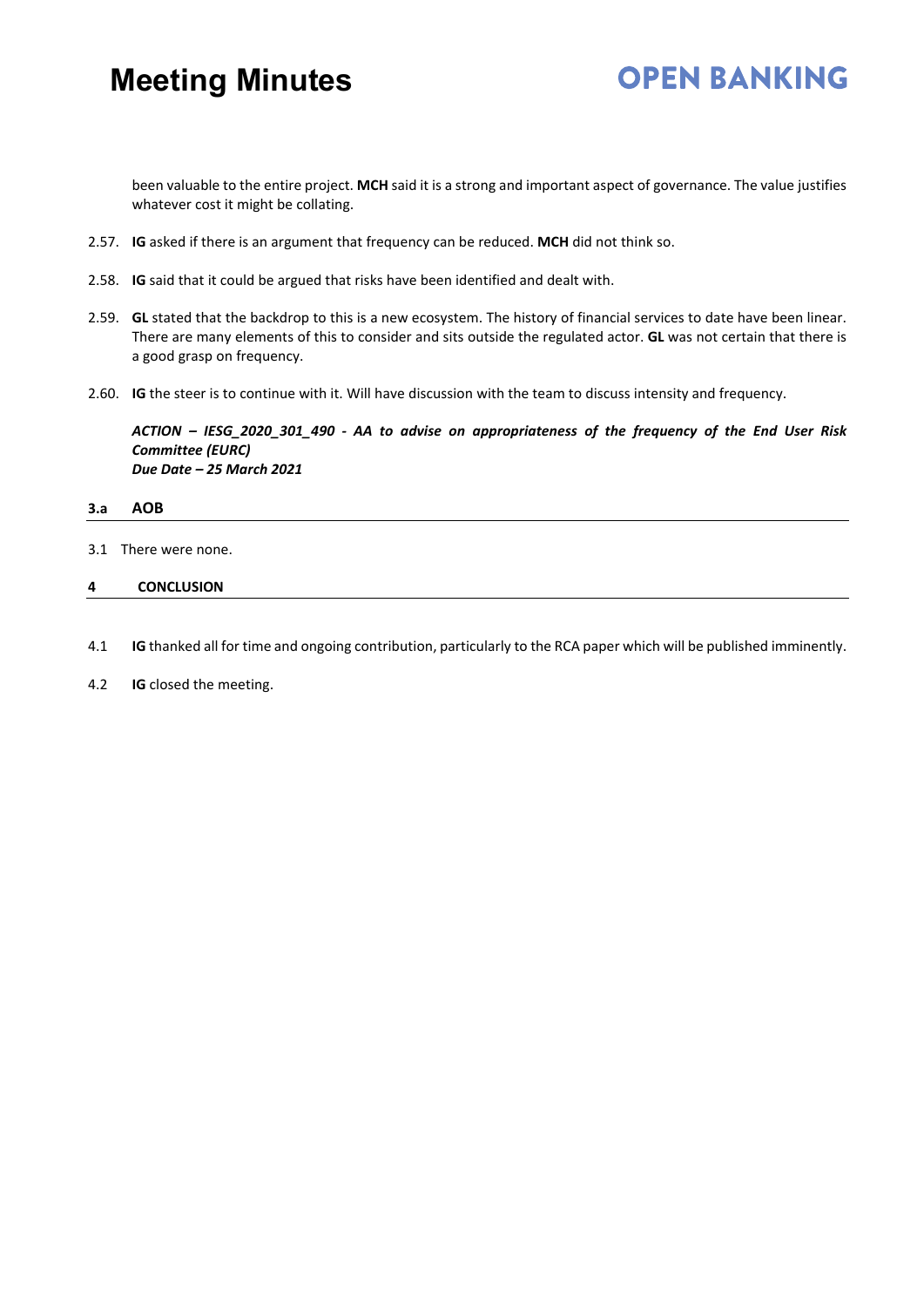been valuable to the entire project. **MCH** said it is a strong and important aspect of governance. The value justifies whatever cost it might be collating.

2.57. **IG** asked if there is an argument that frequency can be reduced. **MCH** did not think so.

2.58. **IG** said that it could be argued that risks have been identified and dealt with.

2.59. **GL** stated that the backdrop to this is a new ecosystem. The history of financial services to date have been linear. There are many elements of this to consider and sits outside the regulated actor. **GL** was not certain that there is a good grasp on frequency.

2.60. **IG** the steer is to continue with it. Will have discussion with the team to discuss intensity and frequency.

***ACTION – IESG_2020_301_490 - AA to advise on appropriateness of the frequency of the End User Risk Committee (EURC)***
***Due Date – 25 March 2021***

## 3.a AOB

3.1 There were none.

## 4 CONCLUSION

4.1 **IG** thanked all for time and ongoing contribution, particularly to the RCA paper which will be published imminently.

4.2 **IG** closed the meeting.